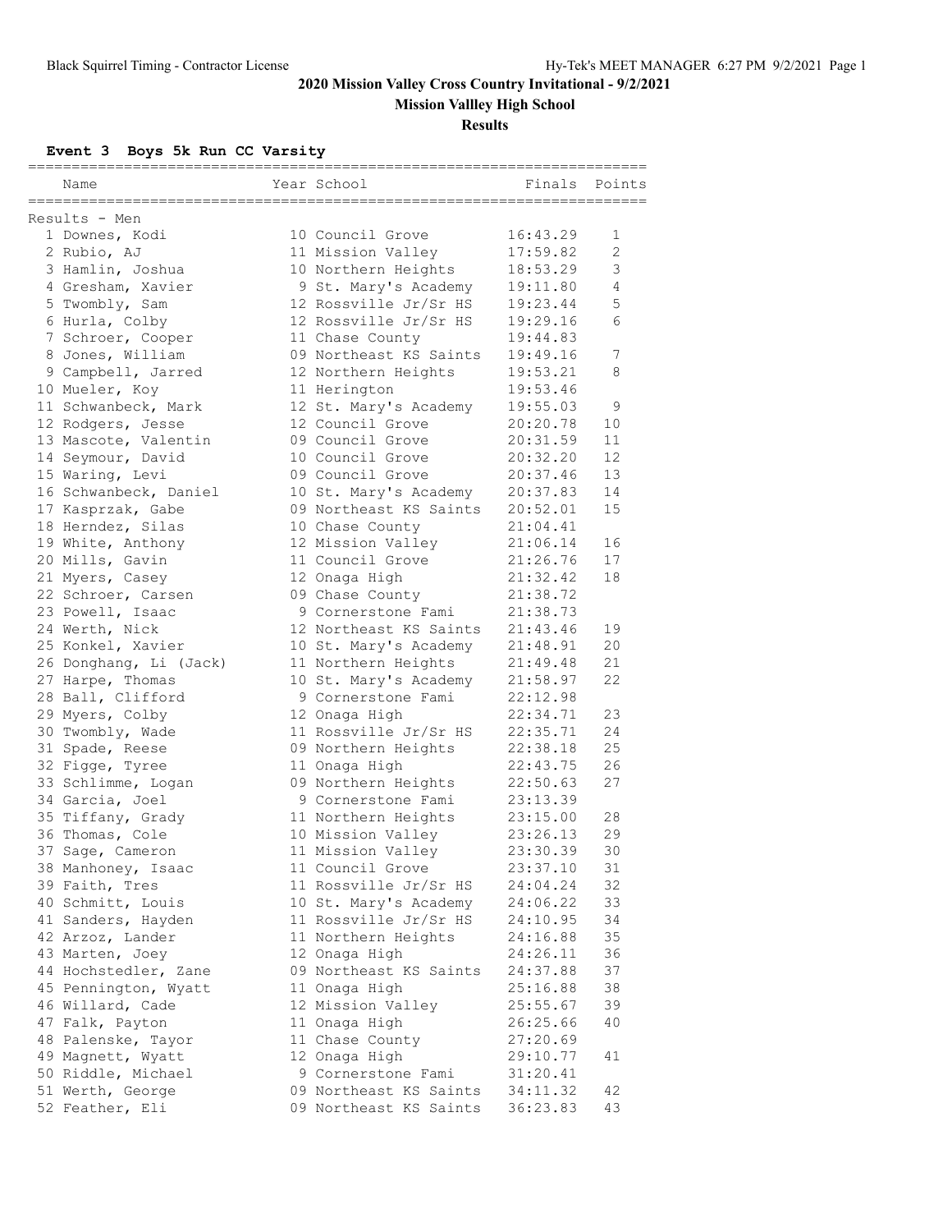Black Squirrel Timing - Contractor License

Hy-Tek's MEET MANAGER 6:27 PM 9/2/2021 Page 1

# 2020 Mission Valley Cross Country Invitational - 9/2/2021

## Mission Vallley High School

## Results

### Event 3 Boys 5k Run CC Varsity

Results - Men

| | Name | Year | School | Finals | Points |
|---|---|---|---|---|---|
| 1 | Downes, Kodi | 10 | Council Grove | 16:43.29 | 1 |
| 2 | Rubio, AJ | 11 | Mission Valley | 17:59.82 | 2 |
| 3 | Hamlin, Joshua | 10 | Northern Heights | 18:53.29 | 3 |
| 4 | Gresham, Xavier | 9 | St. Mary's Academy | 19:11.80 | 4 |
| 5 | Twombly, Sam | 12 | Rossville Jr/Sr HS | 19:23.44 | 5 |
| 6 | Hurla, Colby | 12 | Rossville Jr/Sr HS | 19:29.16 | 6 |
| 7 | Schroer, Cooper | 11 | Chase County | 19:44.83 | |
| 8 | Jones, William | 09 | Northeast KS Saints | 19:49.16 | 7 |
| 9 | Campbell, Jarred | 12 | Northern Heights | 19:53.21 | 8 |
| 10 | Mueler, Koy | 11 | Herington | 19:53.46 | |
| 11 | Schwanbeck, Mark | 12 | St. Mary's Academy | 19:55.03 | 9 |
| 12 | Rodgers, Jesse | 12 | Council Grove | 20:20.78 | 10 |
| 13 | Mascote, Valentin | 09 | Council Grove | 20:31.59 | 11 |
| 14 | Seymour, David | 10 | Council Grove | 20:32.20 | 12 |
| 15 | Waring, Levi | 09 | Council Grove | 20:37.46 | 13 |
| 16 | Schwanbeck, Daniel | 10 | St. Mary's Academy | 20:37.83 | 14 |
| 17 | Kasprzak, Gabe | 09 | Northeast KS Saints | 20:52.01 | 15 |
| 18 | Herndez, Silas | 10 | Chase County | 21:04.41 | |
| 19 | White, Anthony | 12 | Mission Valley | 21:06.14 | 16 |
| 20 | Mills, Gavin | 11 | Council Grove | 21:26.76 | 17 |
| 21 | Myers, Casey | 12 | Onaga High | 21:32.42 | 18 |
| 22 | Schroer, Carsen | 09 | Chase County | 21:38.72 | |
| 23 | Powell, Isaac | 9 | Cornerstone Fami | 21:38.73 | |
| 24 | Werth, Nick | 12 | Northeast KS Saints | 21:43.46 | 19 |
| 25 | Konkel, Xavier | 10 | St. Mary's Academy | 21:48.91 | 20 |
| 26 | Donghang, Li (Jack) | 11 | Northern Heights | 21:49.48 | 21 |
| 27 | Harpe, Thomas | 10 | St. Mary's Academy | 21:58.97 | 22 |
| 28 | Ball, Clifford | 9 | Cornerstone Fami | 22:12.98 | |
| 29 | Myers, Colby | 12 | Onaga High | 22:34.71 | 23 |
| 30 | Twombly, Wade | 11 | Rossville Jr/Sr HS | 22:35.71 | 24 |
| 31 | Spade, Reese | 09 | Northern Heights | 22:38.18 | 25 |
| 32 | Figge, Tyree | 11 | Onaga High | 22:43.75 | 26 |
| 33 | Schlimme, Logan | 09 | Northern Heights | 22:50.63 | 27 |
| 34 | Garcia, Joel | 9 | Cornerstone Fami | 23:13.39 | |
| 35 | Tiffany, Grady | 11 | Northern Heights | 23:15.00 | 28 |
| 36 | Thomas, Cole | 10 | Mission Valley | 23:26.13 | 29 |
| 37 | Sage, Cameron | 11 | Mission Valley | 23:30.39 | 30 |
| 38 | Manhoney, Isaac | 11 | Council Grove | 23:37.10 | 31 |
| 39 | Faith, Tres | 11 | Rossville Jr/Sr HS | 24:04.24 | 32 |
| 40 | Schmitt, Louis | 10 | St. Mary's Academy | 24:06.22 | 33 |
| 41 | Sanders, Hayden | 11 | Rossville Jr/Sr HS | 24:10.95 | 34 |
| 42 | Arzoz, Lander | 11 | Northern Heights | 24:16.88 | 35 |
| 43 | Marten, Joey | 12 | Onaga High | 24:26.11 | 36 |
| 44 | Hochstedler, Zane | 09 | Northeast KS Saints | 24:37.88 | 37 |
| 45 | Pennington, Wyatt | 11 | Onaga High | 25:16.88 | 38 |
| 46 | Willard, Cade | 12 | Mission Valley | 25:55.67 | 39 |
| 47 | Falk, Payton | 11 | Onaga High | 26:25.66 | 40 |
| 48 | Palenske, Tayor | 11 | Chase County | 27:20.69 | |
| 49 | Magnett, Wyatt | 12 | Onaga High | 29:10.77 | 41 |
| 50 | Riddle, Michael | 9 | Cornerstone Fami | 31:20.41 | |
| 51 | Werth, George | 09 | Northeast KS Saints | 34:11.32 | 42 |
| 52 | Feather, Eli | 09 | Northeast KS Saints | 36:23.83 | 43 |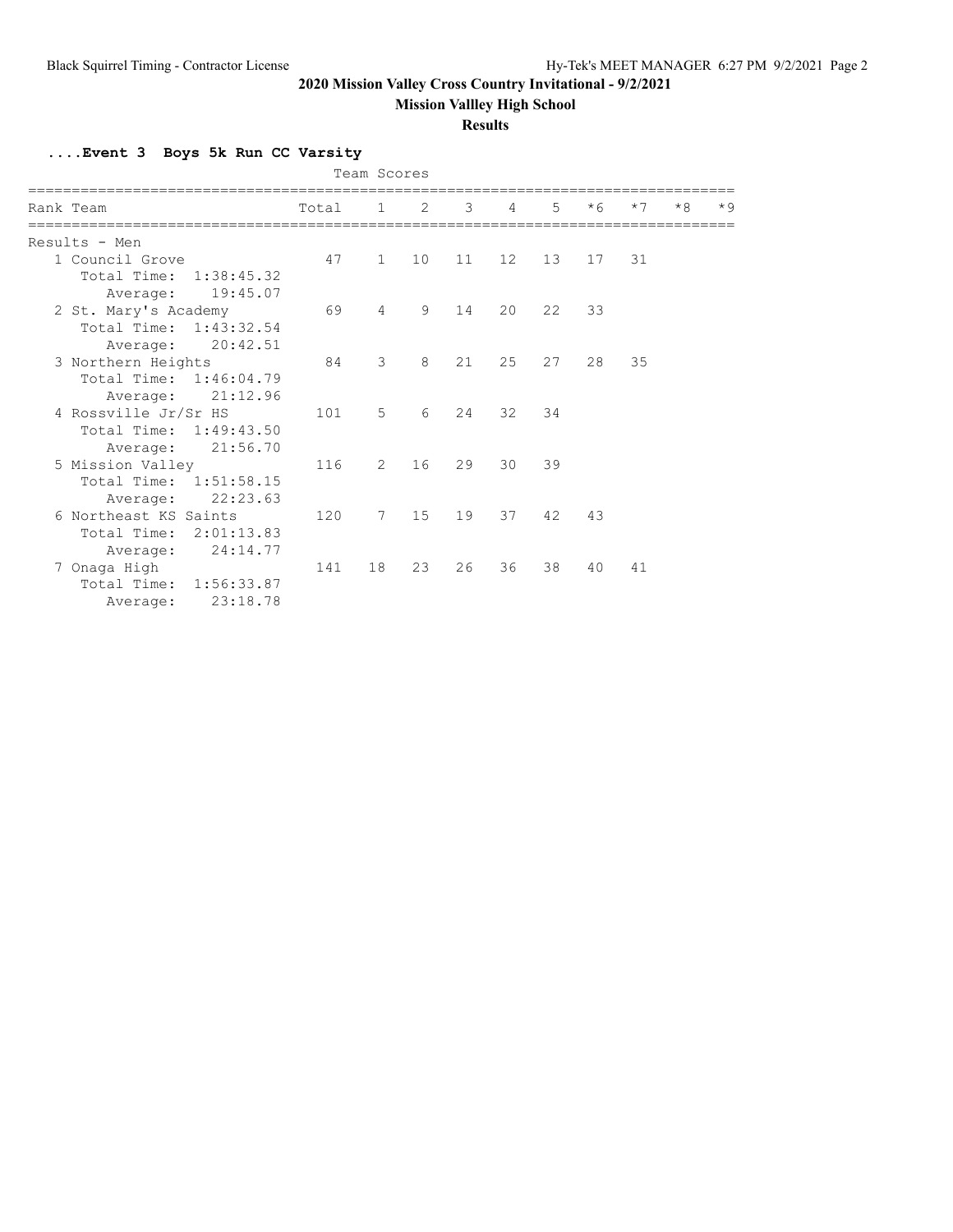**2020 Mission Valley Cross Country Invitational - 9/2/2021**

**Mission Vallley High School**

**Results**

### ....Event 3 Boys 5k Run CC Varsity

Team Scores

| Rank Team | Total | 1 | 2 | 3 | 4 | 5 | *6 | *7 | *8 | *9 |
|---|---|---|---|---|---|---|---|---|---|---|
| Results - Men | | | | | | | | | | |
| 1 Council Grove | 47 | 1 | 10 | 11 | 12 | 13 | 17 | 31 | | |
| Total Time: 1:38:45.32 | | | | | | | | | | |
| Average: 19:45.07 | | | | | | | | | | |
| 2 St. Mary's Academy | 69 | 4 | 9 | 14 | 20 | 22 | 33 | | | |
| Total Time: 1:43:32.54 | | | | | | | | | | |
| Average: 20:42.51 | | | | | | | | | | |
| 3 Northern Heights | 84 | 3 | 8 | 21 | 25 | 27 | 28 | 35 | | |
| Total Time: 1:46:04.79 | | | | | | | | | | |
| Average: 21:12.96 | | | | | | | | | | |
| 4 Rossville Jr/Sr HS | 101 | 5 | 6 | 24 | 32 | 34 | | | | |
| Total Time: 1:49:43.50 | | | | | | | | | | |
| Average: 21:56.70 | | | | | | | | | | |
| 5 Mission Valley | 116 | 2 | 16 | 29 | 30 | 39 | | | | |
| Total Time: 1:51:58.15 | | | | | | | | | | |
| Average: 22:23.63 | | | | | | | | | | |
| 6 Northeast KS Saints | 120 | 7 | 15 | 19 | 37 | 42 | 43 | | | |
| Total Time: 2:01:13.83 | | | | | | | | | | |
| Average: 24:14.77 | | | | | | | | | | |
| 7 Onaga High | 141 | 18 | 23 | 26 | 36 | 38 | 40 | 41 | | |
| Total Time: 1:56:33.87 | | | | | | | | | | |
| Average: 23:18.78 | | | | | | | | | | |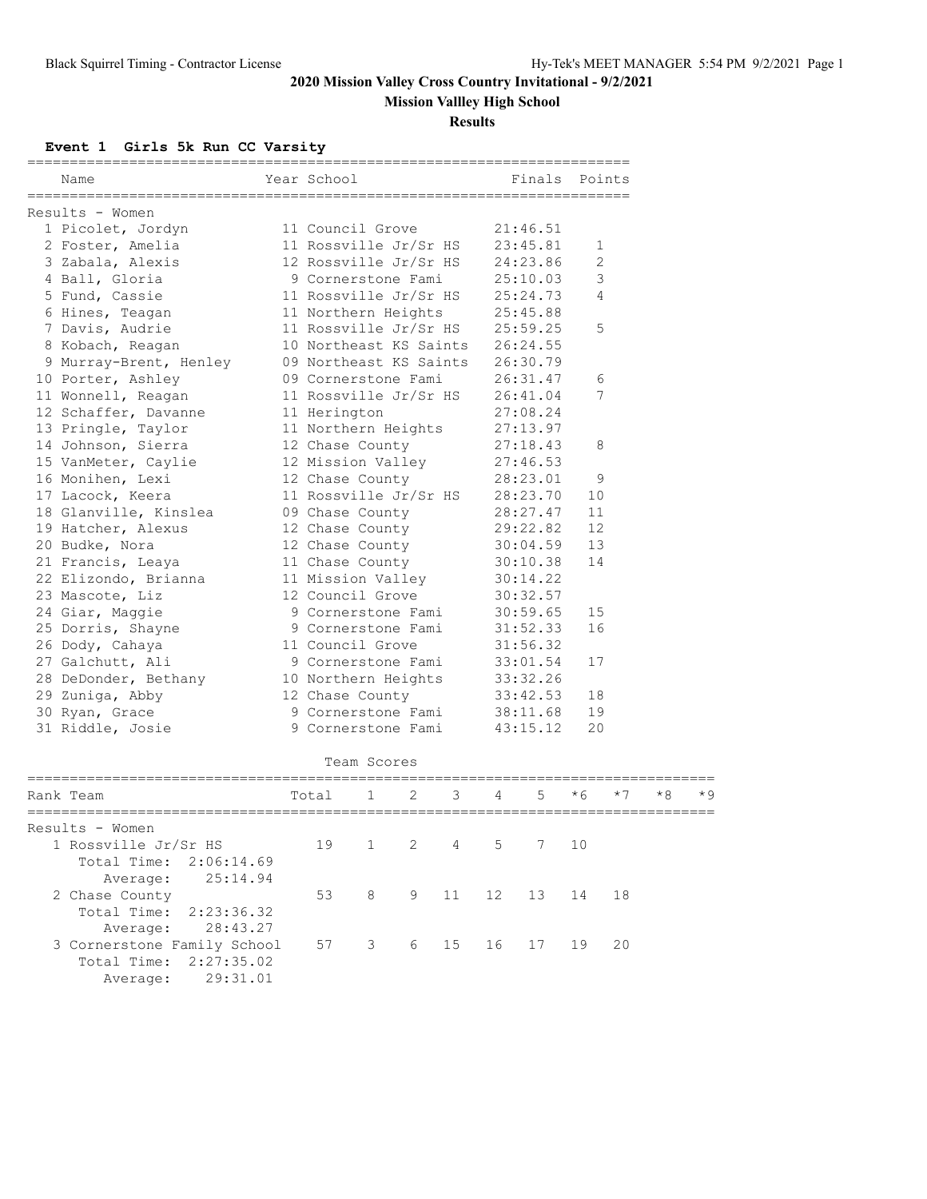# 2020 Mission Valley Cross Country Invitational - 9/2/2021

## Mission Vallley High School

## Results

### Event 1 Girls 5k Run CC Varsity

**Results - Women**

| Place | Name | Year | School | Finals | Points |
|---|---|---|---|---|---|
| 1 | Picolet, Jordyn | 11 | Council Grove | 21:46.51 | |
| 2 | Foster, Amelia | 11 | Rossville Jr/Sr HS | 23:45.81 | 1 |
| 3 | Zabala, Alexis | 12 | Rossville Jr/Sr HS | 24:23.86 | 2 |
| 4 | Ball, Gloria | 9 | Cornerstone Fami | 25:10.03 | 3 |
| 5 | Fund, Cassie | 11 | Rossville Jr/Sr HS | 25:24.73 | 4 |
| 6 | Hines, Teagan | 11 | Northern Heights | 25:45.88 | |
| 7 | Davis, Audrie | 11 | Rossville Jr/Sr HS | 25:59.25 | 5 |
| 8 | Kobach, Reagan | 10 | Northeast KS Saints | 26:24.55 | |
| 9 | Murray-Brent, Henley | 09 | Northeast KS Saints | 26:30.79 | |
| 10 | Porter, Ashley | 09 | Cornerstone Fami | 26:31.47 | 6 |
| 11 | Wonnell, Reagan | 11 | Rossville Jr/Sr HS | 26:41.04 | 7 |
| 12 | Schaffer, Davanne | 11 | Herington | 27:08.24 | |
| 13 | Pringle, Taylor | 11 | Northern Heights | 27:13.97 | |
| 14 | Johnson, Sierra | 12 | Chase County | 27:18.43 | 8 |
| 15 | VanMeter, Caylie | 12 | Mission Valley | 27:46.53 | |
| 16 | Monihen, Lexi | 12 | Chase County | 28:23.01 | 9 |
| 17 | Lacock, Keera | 11 | Rossville Jr/Sr HS | 28:23.70 | 10 |
| 18 | Glanville, Kinslea | 09 | Chase County | 28:27.47 | 11 |
| 19 | Hatcher, Alexus | 12 | Chase County | 29:22.82 | 12 |
| 20 | Budke, Nora | 12 | Chase County | 30:04.59 | 13 |
| 21 | Francis, Leaya | 11 | Chase County | 30:10.38 | 14 |
| 22 | Elizondo, Brianna | 11 | Mission Valley | 30:14.22 | |
| 23 | Mascote, Liz | 12 | Council Grove | 30:32.57 | |
| 24 | Giar, Maggie | 9 | Cornerstone Fami | 30:59.65 | 15 |
| 25 | Dorris, Shayne | 9 | Cornerstone Fami | 31:52.33 | 16 |
| 26 | Dody, Cahaya | 11 | Council Grove | 31:56.32 | |
| 27 | Galchutt, Ali | 9 | Cornerstone Fami | 33:01.54 | 17 |
| 28 | DeDonder, Bethany | 10 | Northern Heights | 33:32.26 | |
| 29 | Zuniga, Abby | 12 | Chase County | 33:42.53 | 18 |
| 30 | Ryan, Grace | 9 | Cornerstone Fami | 38:11.68 | 19 |
| 31 | Riddle, Josie | 9 | Cornerstone Fami | 43:15.12 | 20 |

**Team Scores**

**Results - Women**

| Rank | Team | Total | 1 | 2 | 3 | 4 | 5 | *6 | *7 | *8 | *9 |
|---|---|---|---|---|---|---|---|---|---|---|---|
| 1 | Rossville Jr/Sr HS | 19 | 1 | 2 | 4 | 5 | 7 | 10 | | | |
| | Total Time: 2:06:14.69 Average: 25:14.94 | | | | | | | | | | |
| 2 | Chase County | 53 | 8 | 9 | 11 | 12 | 13 | 14 | 18 | | |
| | Total Time: 2:23:36.32 Average: 28:43.27 | | | | | | | | | | |
| 3 | Cornerstone Family School | 57 | 3 | 6 | 15 | 16 | 17 | 19 | 20 | | |
| | Total Time: 2:27:35.02 Average: 29:31.01 | | | | | | | | | | |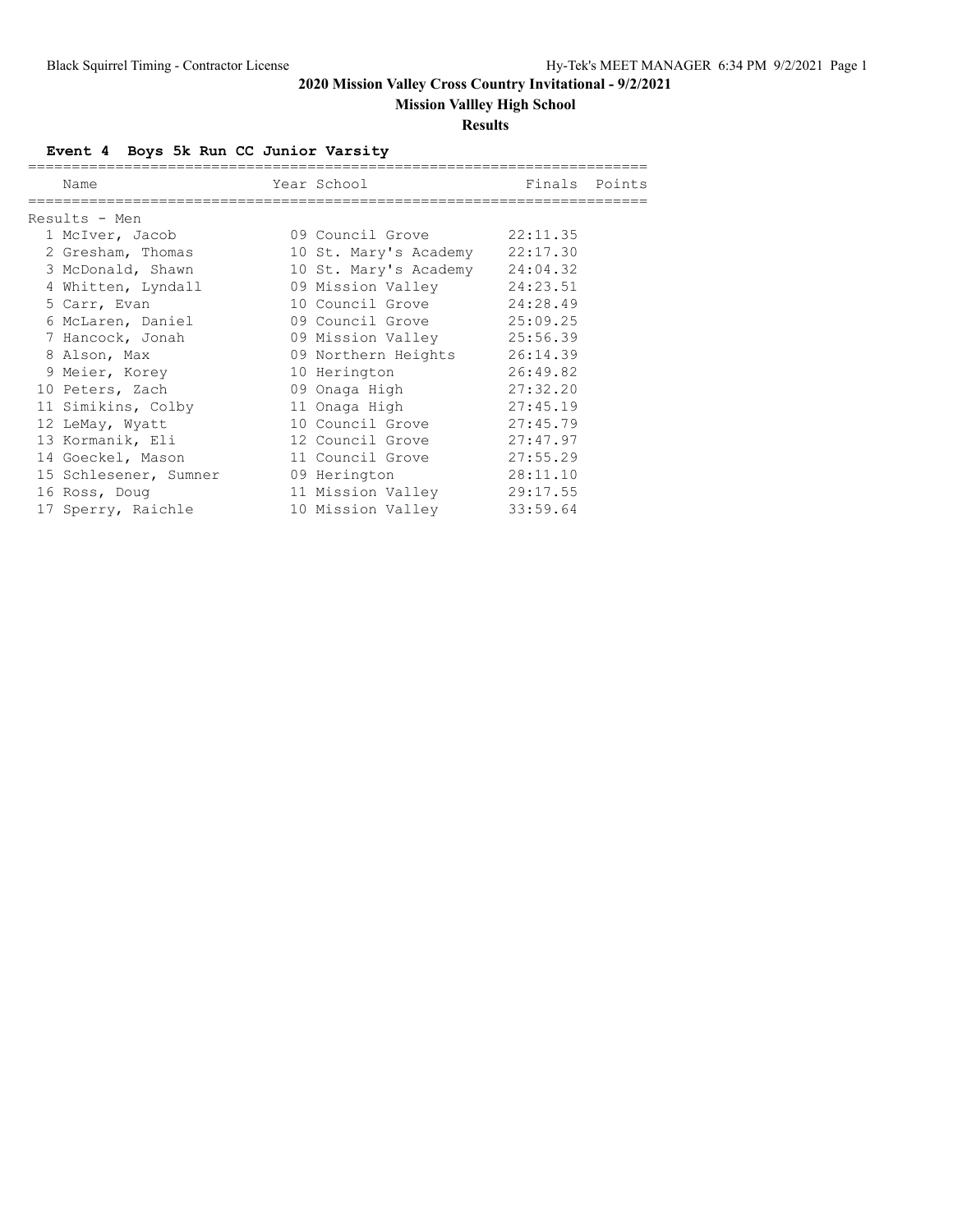# 2020 Mission Valley Cross Country Invitational - 9/2/2021

## Mission Vallley High School

### Results

**Event 4 Boys 5k Run CC Junior Varsity**

Results - Men

| | Name | Year | School | Finals | Points |
|---|---|---|---|---|---|
| 1 | McIver, Jacob | 09 | Council Grove | 22:11.35 | |
| 2 | Gresham, Thomas | 10 | St. Mary's Academy | 22:17.30 | |
| 3 | McDonald, Shawn | 10 | St. Mary's Academy | 24:04.32 | |
| 4 | Whitten, Lyndall | 09 | Mission Valley | 24:23.51 | |
| 5 | Carr, Evan | 10 | Council Grove | 24:28.49 | |
| 6 | McLaren, Daniel | 09 | Council Grove | 25:09.25 | |
| 7 | Hancock, Jonah | 09 | Mission Valley | 25:56.39 | |
| 8 | Alson, Max | 09 | Northern Heights | 26:14.39 | |
| 9 | Meier, Korey | 10 | Herington | 26:49.82 | |
| 10 | Peters, Zach | 09 | Onaga High | 27:32.20 | |
| 11 | Simikins, Colby | 11 | Onaga High | 27:45.19 | |
| 12 | LeMay, Wyatt | 10 | Council Grove | 27:45.79 | |
| 13 | Kormanik, Eli | 12 | Council Grove | 27:47.97 | |
| 14 | Goeckel, Mason | 11 | Council Grove | 27:55.29 | |
| 15 | Schlesener, Sumner | 09 | Herington | 28:11.10 | |
| 16 | Ross, Doug | 11 | Mission Valley | 29:17.55 | |
| 17 | Sperry, Raichle | 10 | Mission Valley | 33:59.64 | |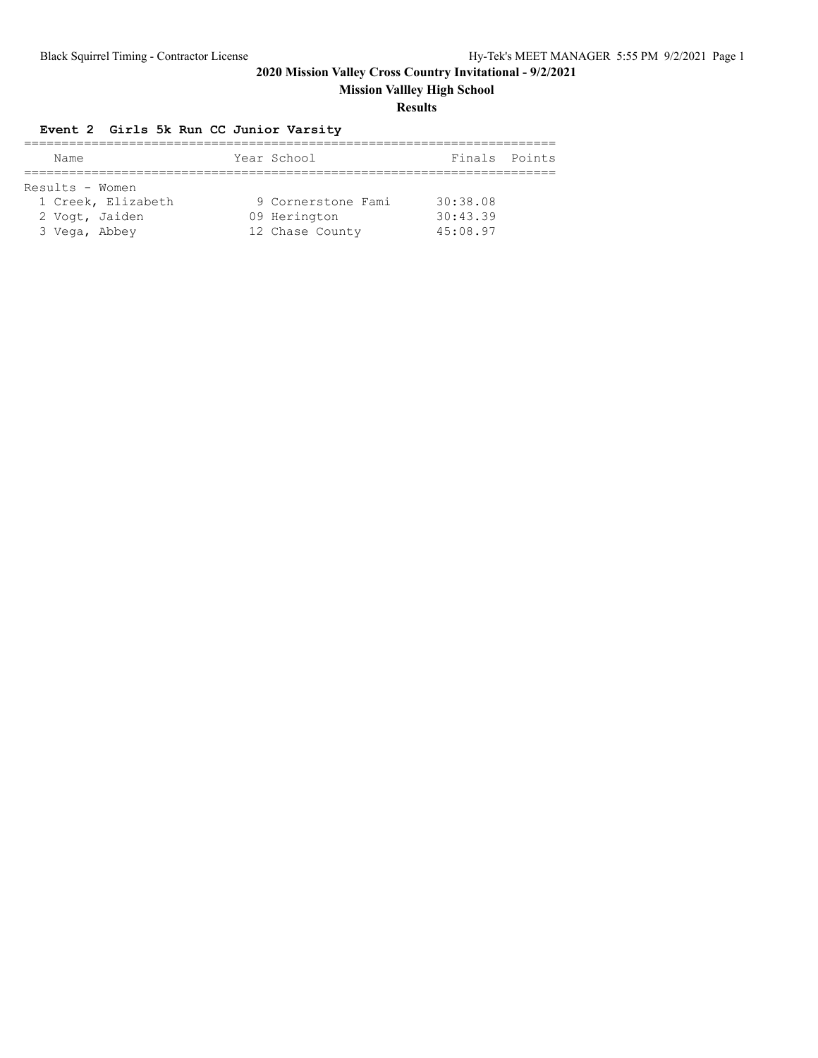# 2020 Mission Valley Cross Country Invitational - 9/2/2021

## Mission Vallley High School

### Results

**Event 2 Girls 5k Run CC Junior Varsity**

| Name | Year | School | Finals | Points |
|---|---|---|---|---|
| Results - Women | | | | |
| 1 Creek, Elizabeth | 9 | Cornerstone Fami | 30:38.08 | |
| 2 Vogt, Jaiden | 09 | Herington | 30:43.39 | |
| 3 Vega, Abbey | 12 | Chase County | 45:08.97 | |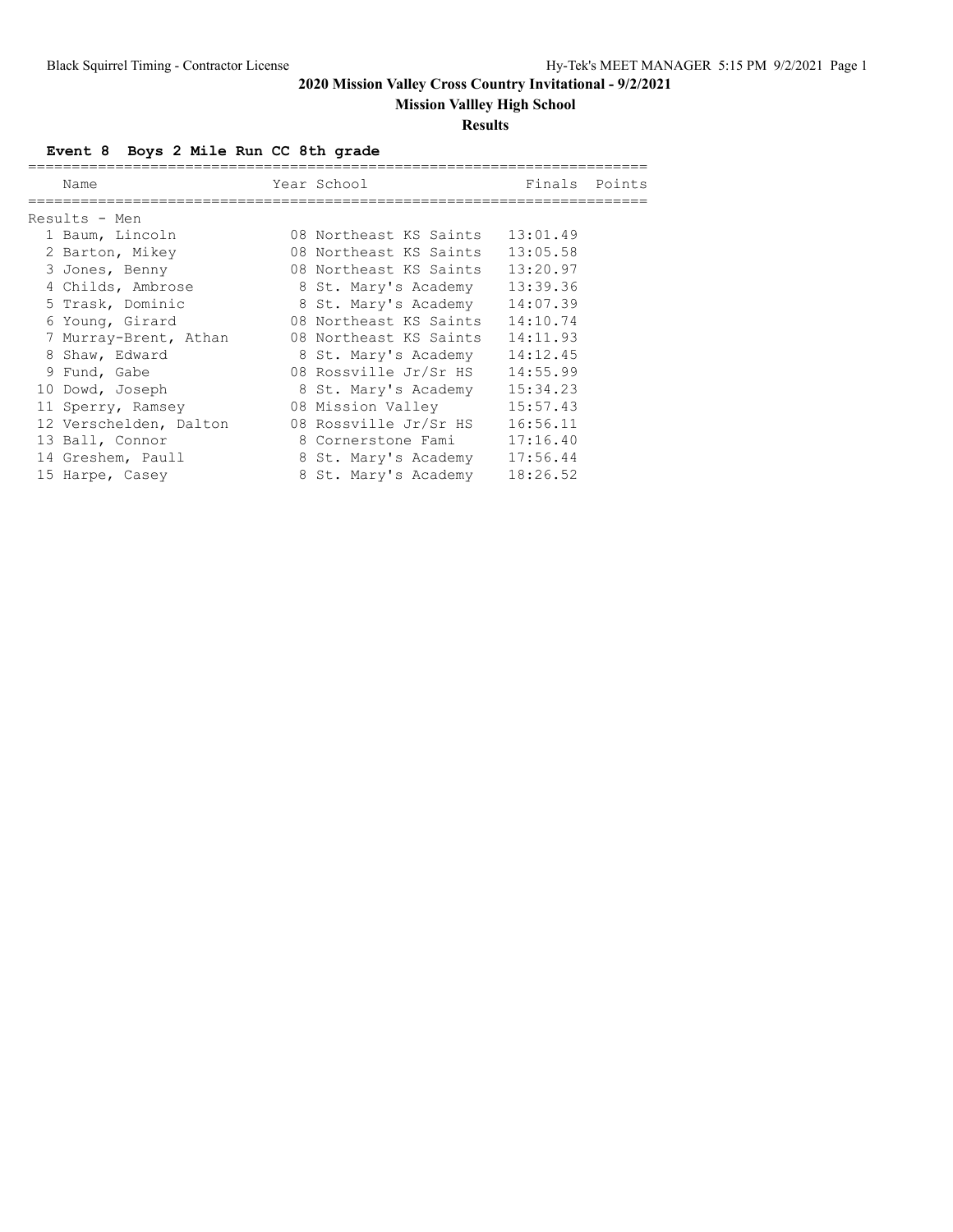# 2020 Mission Valley Cross Country Invitational - 9/2/2021

## Mission Vallley High School

### Results

**Event 8 Boys 2 Mile Run CC 8th grade**

Results - Men

| Place | Name | Year | School | Finals | Points |
|---|---|---|---|---|---|
| 1 | Baum, Lincoln | 08 | Northeast KS Saints | 13:01.49 | |
| 2 | Barton, Mikey | 08 | Northeast KS Saints | 13:05.58 | |
| 3 | Jones, Benny | 08 | Northeast KS Saints | 13:20.97 | |
| 4 | Childs, Ambrose | 8 | St. Mary's Academy | 13:39.36 | |
| 5 | Trask, Dominic | 8 | St. Mary's Academy | 14:07.39 | |
| 6 | Young, Girard | 08 | Northeast KS Saints | 14:10.74 | |
| 7 | Murray-Brent, Athan | 08 | Northeast KS Saints | 14:11.93 | |
| 8 | Shaw, Edward | 8 | St. Mary's Academy | 14:12.45 | |
| 9 | Fund, Gabe | 08 | Rossville Jr/Sr HS | 14:55.99 | |
| 10 | Dowd, Joseph | 8 | St. Mary's Academy | 15:34.23 | |
| 11 | Sperry, Ramsey | 08 | Mission Valley | 15:57.43 | |
| 12 | Verschelden, Dalton | 08 | Rossville Jr/Sr HS | 16:56.11 | |
| 13 | Ball, Connor | 8 | Cornerstone Fami | 17:16.40 | |
| 14 | Greshem, Paull | 8 | St. Mary's Academy | 17:56.44 | |
| 15 | Harpe, Casey | 8 | St. Mary's Academy | 18:26.52 | |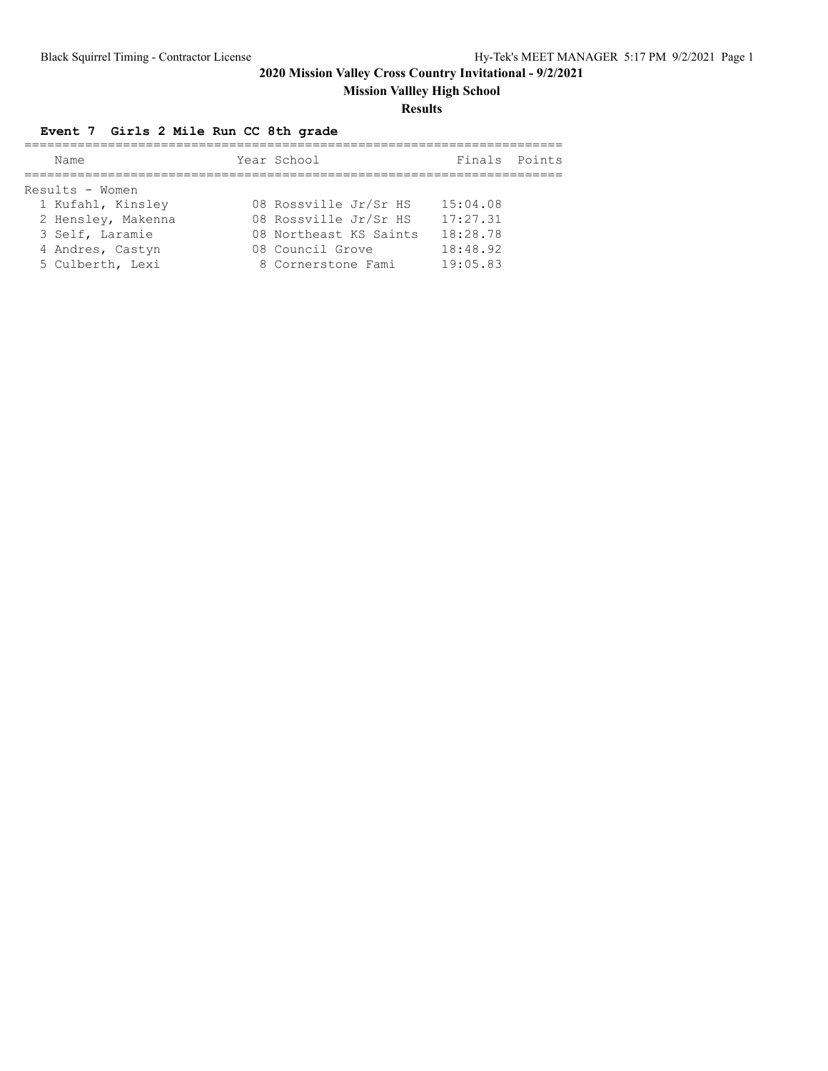# 2020 Mission Valley Cross Country Invitational - 9/2/2021

## Mission Vallley High School

### Results

**Event 7 Girls 2 Mile Run CC 8th grade**

| | Name | Year | School | Finals | Points |
|---|---|---|---|---|---|
| **Results - Women** | | | | | |
| 1 | Kufahl, Kinsley | 08 | Rossville Jr/Sr HS | 15:04.08 | |
| 2 | Hensley, Makenna | 08 | Rossville Jr/Sr HS | 17:27.31 | |
| 3 | Self, Laramie | 08 | Northeast KS Saints | 18:28.78 | |
| 4 | Andres, Castyn | 08 | Council Grove | 18:48.92 | |
| 5 | Culberth, Lexi | 8 | Cornerstone Fami | 19:05.83 | |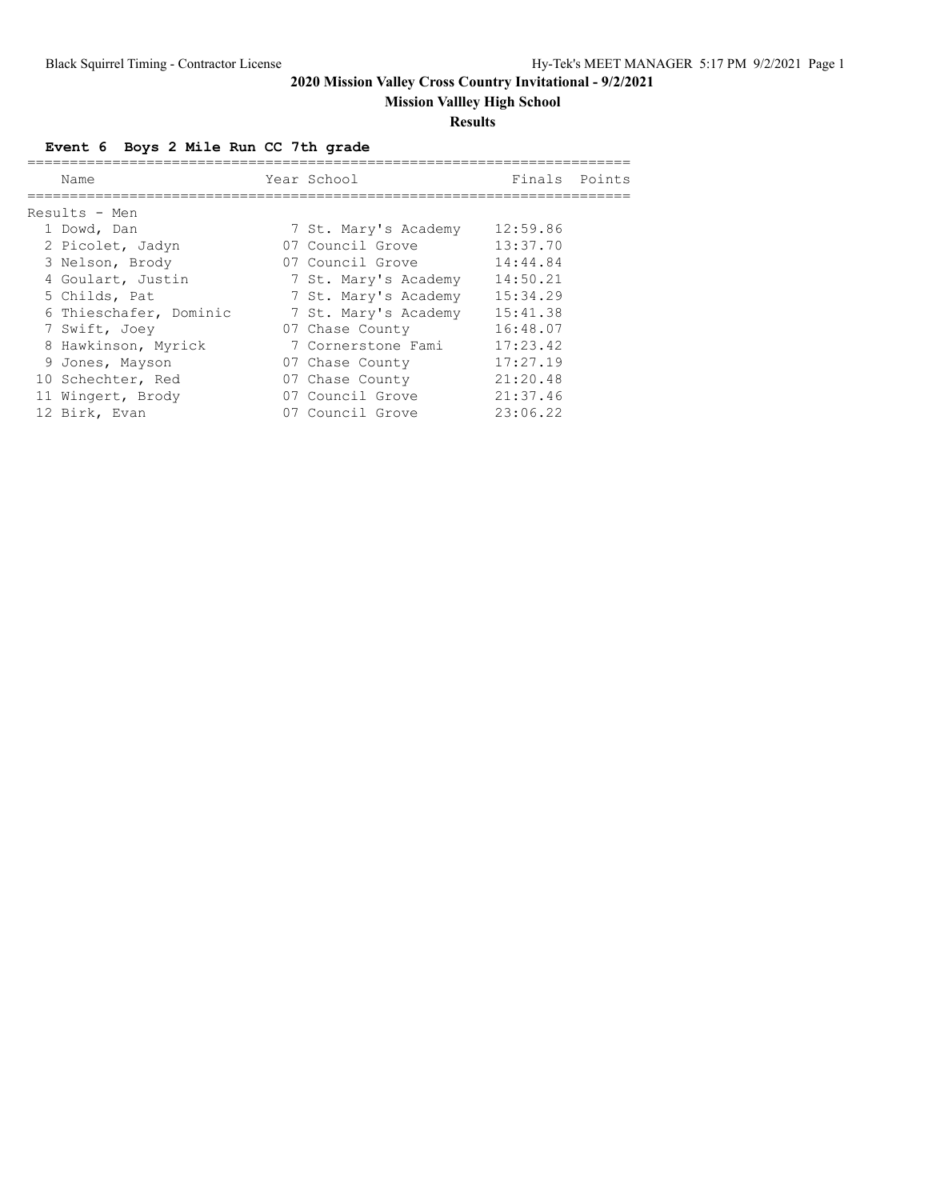# 2020 Mission Valley Cross Country Invitational - 9/2/2021

## Mission Vallley High School

### Results

**Event 6 Boys 2 Mile Run CC 7th grade**

Results - Men

| | Name | Year | School | Finals | Points |
|---|---|---|---|---|---|
| 1 | Dowd, Dan | 7 | St. Mary's Academy | 12:59.86 | |
| 2 | Picolet, Jadyn | 07 | Council Grove | 13:37.70 | |
| 3 | Nelson, Brody | 07 | Council Grove | 14:44.84 | |
| 4 | Goulart, Justin | 7 | St. Mary's Academy | 14:50.21 | |
| 5 | Childs, Pat | 7 | St. Mary's Academy | 15:34.29 | |
| 6 | Thieschafer, Dominic | 7 | St. Mary's Academy | 15:41.38 | |
| 7 | Swift, Joey | 07 | Chase County | 16:48.07 | |
| 8 | Hawkinson, Myrick | 7 | Cornerstone Fami | 17:23.42 | |
| 9 | Jones, Mayson | 07 | Chase County | 17:27.19 | |
| 10 | Schechter, Red | 07 | Chase County | 21:20.48 | |
| 11 | Wingert, Brody | 07 | Council Grove | 21:37.46 | |
| 12 | Birk, Evan | 07 | Council Grove | 23:06.22 | |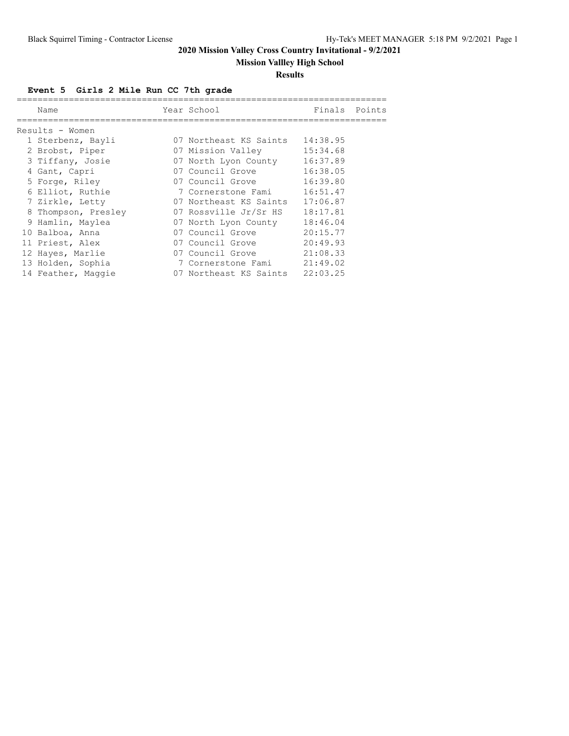# 2020 Mission Valley Cross Country Invitational - 9/2/2021

## Mission Vallley High School

### Results

**Event 5 Girls 2 Mile Run CC 7th grade**

| | Name | Year | School | Finals | Points |
|---|---|---|---|---|---|
| **Results - Women** | | | | | |
| 1 | Sterbenz, Bayli | 07 | Northeast KS Saints | 14:38.95 | |
| 2 | Brobst, Piper | 07 | Mission Valley | 15:34.68 | |
| 3 | Tiffany, Josie | 07 | North Lyon County | 16:37.89 | |
| 4 | Gant, Capri | 07 | Council Grove | 16:38.05 | |
| 5 | Forge, Riley | 07 | Council Grove | 16:39.80 | |
| 6 | Elliot, Ruthie | 7 | Cornerstone Fami | 16:51.47 | |
| 7 | Zirkle, Letty | 07 | Northeast KS Saints | 17:06.87 | |
| 8 | Thompson, Presley | 07 | Rossville Jr/Sr HS | 18:17.81 | |
| 9 | Hamlin, Maylea | 07 | North Lyon County | 18:46.04 | |
| 10 | Balboa, Anna | 07 | Council Grove | 20:15.77 | |
| 11 | Priest, Alex | 07 | Council Grove | 20:49.93 | |
| 12 | Hayes, Marlie | 07 | Council Grove | 21:08.33 | |
| 13 | Holden, Sophia | 7 | Cornerstone Fami | 21:49.02 | |
| 14 | Feather, Maggie | 07 | Northeast KS Saints | 22:03.25 | |